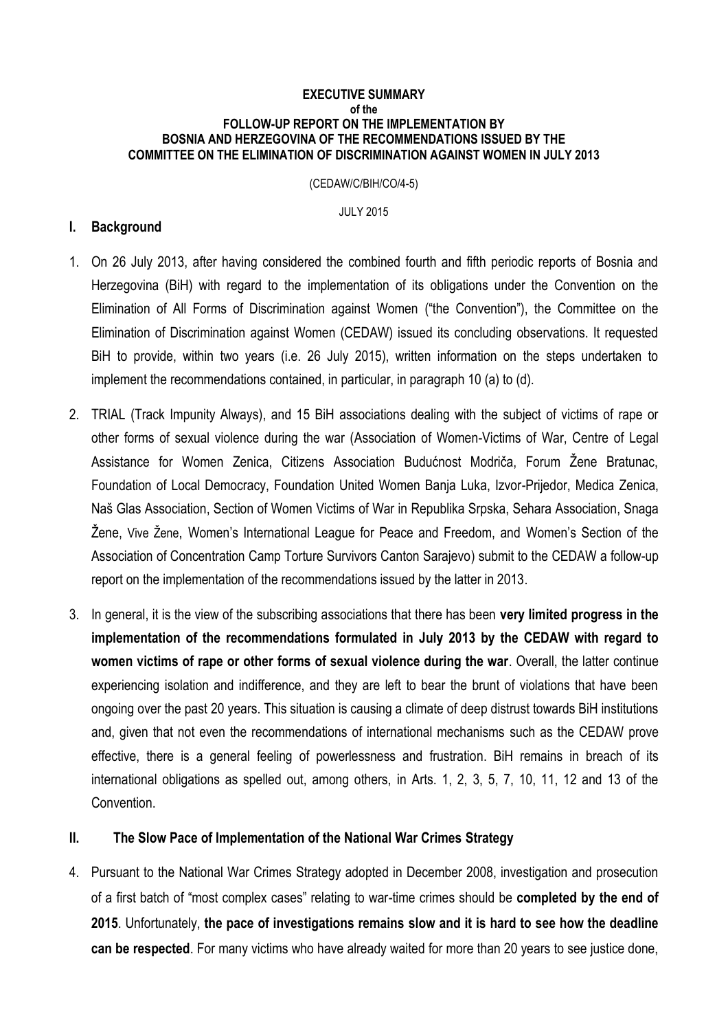**EXECUTIVE SUMMARY**
**of the**
**FOLLOW-UP REPORT ON THE IMPLEMENTATION BY BOSNIA AND HERZEGOVINA OF THE RECOMMENDATIONS ISSUED BY THE COMMITTEE ON THE ELIMINATION OF DISCRIMINATION AGAINST WOMEN IN JULY 2013**

(CEDAW/C/BIH/CO/4-5)

JULY 2015

## I. Background

1. On 26 July 2013, after having considered the combined fourth and fifth periodic reports of Bosnia and Herzegovina (BiH) with regard to the implementation of its obligations under the Convention on the Elimination of All Forms of Discrimination against Women ("the Convention"), the Committee on the Elimination of Discrimination against Women (CEDAW) issued its concluding observations. It requested BiH to provide, within two years (i.e. 26 July 2015), written information on the steps undertaken to implement the recommendations contained, in particular, in paragraph 10 (a) to (d).

2. TRIAL (Track Impunity Always), and 15 BiH associations dealing with the subject of victims of rape or other forms of sexual violence during the war (Association of Women-Victims of War, Centre of Legal Assistance for Women Zenica, Citizens Association Budućnost Modriča, Forum Žene Bratunac, Foundation of Local Democracy, Foundation United Women Banja Luka, Izvor-Prijedor, Medica Zenica, Naš Glas Association, Section of Women Victims of War in Republika Srpska, Sehara Association, Snaga Žene, Vive Žene, Women's International League for Peace and Freedom, and Women's Section of the Association of Concentration Camp Torture Survivors Canton Sarajevo) submit to the CEDAW a follow-up report on the implementation of the recommendations issued by the latter in 2013.

3. In general, it is the view of the subscribing associations that there has been **very limited progress in the implementation of the recommendations formulated in July 2013 by the CEDAW with regard to women victims of rape or other forms of sexual violence during the war**. Overall, the latter continue experiencing isolation and indifference, and they are left to bear the brunt of violations that have been ongoing over the past 20 years. This situation is causing a climate of deep distrust towards BiH institutions and, given that not even the recommendations of international mechanisms such as the CEDAW prove effective, there is a general feeling of powerlessness and frustration. BiH remains in breach of its international obligations as spelled out, among others, in Arts. 1, 2, 3, 5, 7, 10, 11, 12 and 13 of the Convention.

## II. The Slow Pace of Implementation of the National War Crimes Strategy

4. Pursuant to the National War Crimes Strategy adopted in December 2008, investigation and prosecution of a first batch of "most complex cases" relating to war-time crimes should be **completed by the end of 2015**. Unfortunately, **the pace of investigations remains slow and it is hard to see how the deadline can be respected**. For many victims who have already waited for more than 20 years to see justice done,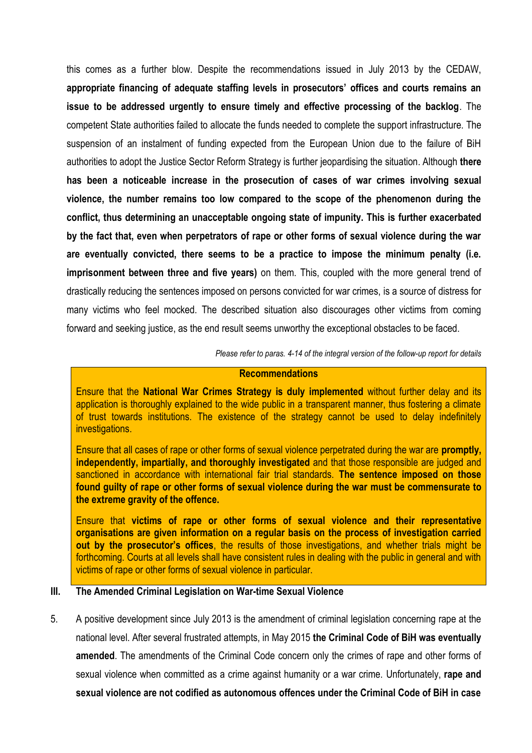this comes as a further blow. Despite the recommendations issued in July 2013 by the CEDAW, **appropriate financing of adequate staffing levels in prosecutors' offices and courts remains an issue to be addressed urgently to ensure timely and effective processing of the backlog**. The competent State authorities failed to allocate the funds needed to complete the support infrastructure. The suspension of an instalment of funding expected from the European Union due to the failure of BiH authorities to adopt the Justice Sector Reform Strategy is further jeopardising the situation. Although **there has been a noticeable increase in the prosecution of cases of war crimes involving sexual violence, the number remains too low compared to the scope of the phenomenon during the conflict, thus determining an unacceptable ongoing state of impunity. This is further exacerbated by the fact that, even when perpetrators of rape or other forms of sexual violence during the war are eventually convicted, there seems to be a practice to impose the minimum penalty (i.e. imprisonment between three and five years)** on them. This, coupled with the more general trend of drastically reducing the sentences imposed on persons convicted for war crimes, is a source of distress for many victims who feel mocked. The described situation also discourages other victims from coming forward and seeking justice, as the end result seems unworthy the exceptional obstacles to be faced.

*Please refer to paras. 4-14 of the integral version of the follow-up report for details*

**Recommendations**

Ensure that the **National War Crimes Strategy is duly implemented** without further delay and its application is thoroughly explained to the wide public in a transparent manner, thus fostering a climate of trust towards institutions. The existence of the strategy cannot be used to delay indefinitely investigations.

Ensure that all cases of rape or other forms of sexual violence perpetrated during the war are **promptly, independently, impartially, and thoroughly investigated** and that those responsible are judged and sanctioned in accordance with international fair trial standards. **The sentence imposed on those found guilty of rape or other forms of sexual violence during the war must be commensurate to the extreme gravity of the offence.**

Ensure that **victims of rape or other forms of sexual violence and their representative organisations are given information on a regular basis on the process of investigation carried out by the prosecutor's offices**, the results of those investigations, and whether trials might be forthcoming. Courts at all levels shall have consistent rules in dealing with the public in general and with victims of rape or other forms of sexual violence in particular.

## III. The Amended Criminal Legislation on War-time Sexual Violence

5. A positive development since July 2013 is the amendment of criminal legislation concerning rape at the national level. After several frustrated attempts, in May 2015 **the Criminal Code of BiH was eventually amended**. The amendments of the Criminal Code concern only the crimes of rape and other forms of sexual violence when committed as a crime against humanity or a war crime. Unfortunately, **rape and sexual violence are not codified as autonomous offences under the Criminal Code of BiH in case**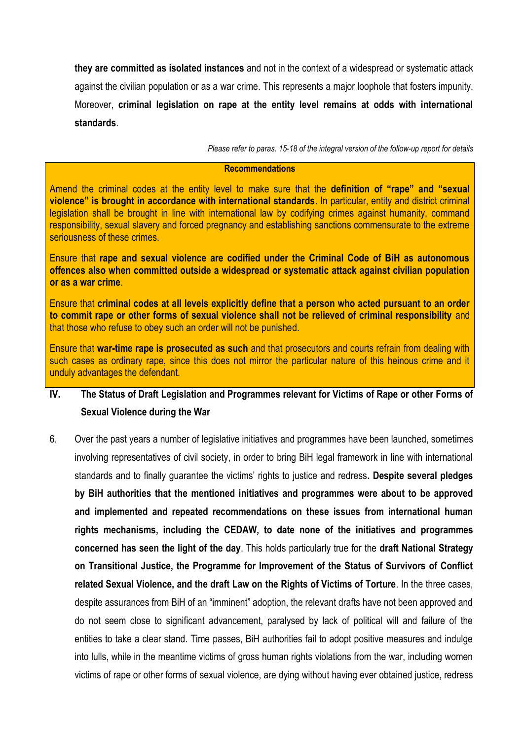**they are committed as isolated instances** and not in the context of a widespread or systematic attack against the civilian population or as a war crime. This represents a major loophole that fosters impunity. Moreover, **criminal legislation on rape at the entity level remains at odds with international standards**.

*Please refer to paras. 15-18 of the integral version of the follow-up report for details*

**Recommendations**

Amend the criminal codes at the entity level to make sure that the **definition of "rape" and "sexual violence" is brought in accordance with international standards**. In particular, entity and district criminal legislation shall be brought in line with international law by codifying crimes against humanity, command responsibility, sexual slavery and forced pregnancy and establishing sanctions commensurate to the extreme seriousness of these crimes.

Ensure that **rape and sexual violence are codified under the Criminal Code of BiH as autonomous offences also when committed outside a widespread or systematic attack against civilian population or as a war crime**.

Ensure that **criminal codes at all levels explicitly define that a person who acted pursuant to an order to commit rape or other forms of sexual violence shall not be relieved of criminal responsibility** and that those who refuse to obey such an order will not be punished.

Ensure that **war-time rape is prosecuted as such** and that prosecutors and courts refrain from dealing with such cases as ordinary rape, since this does not mirror the particular nature of this heinous crime and it unduly advantages the defendant.

## IV. The Status of Draft Legislation and Programmes relevant for Victims of Rape or other Forms of Sexual Violence during the War

6. Over the past years a number of legislative initiatives and programmes have been launched, sometimes involving representatives of civil society, in order to bring BiH legal framework in line with international standards and to finally guarantee the victims' rights to justice and redress**. Despite several pledges by BiH authorities that the mentioned initiatives and programmes were about to be approved and implemented and repeated recommendations on these issues from international human rights mechanisms, including the CEDAW, to date none of the initiatives and programmes concerned has seen the light of the day**. This holds particularly true for the **draft National Strategy on Transitional Justice, the Programme for Improvement of the Status of Survivors of Conflict related Sexual Violence, and the draft Law on the Rights of Victims of Torture**. In the three cases, despite assurances from BiH of an "imminent" adoption, the relevant drafts have not been approved and do not seem close to significant advancement, paralysed by lack of political will and failure of the entities to take a clear stand. Time passes, BiH authorities fail to adopt positive measures and indulge into lulls, while in the meantime victims of gross human rights violations from the war, including women victims of rape or other forms of sexual violence, are dying without having ever obtained justice, redress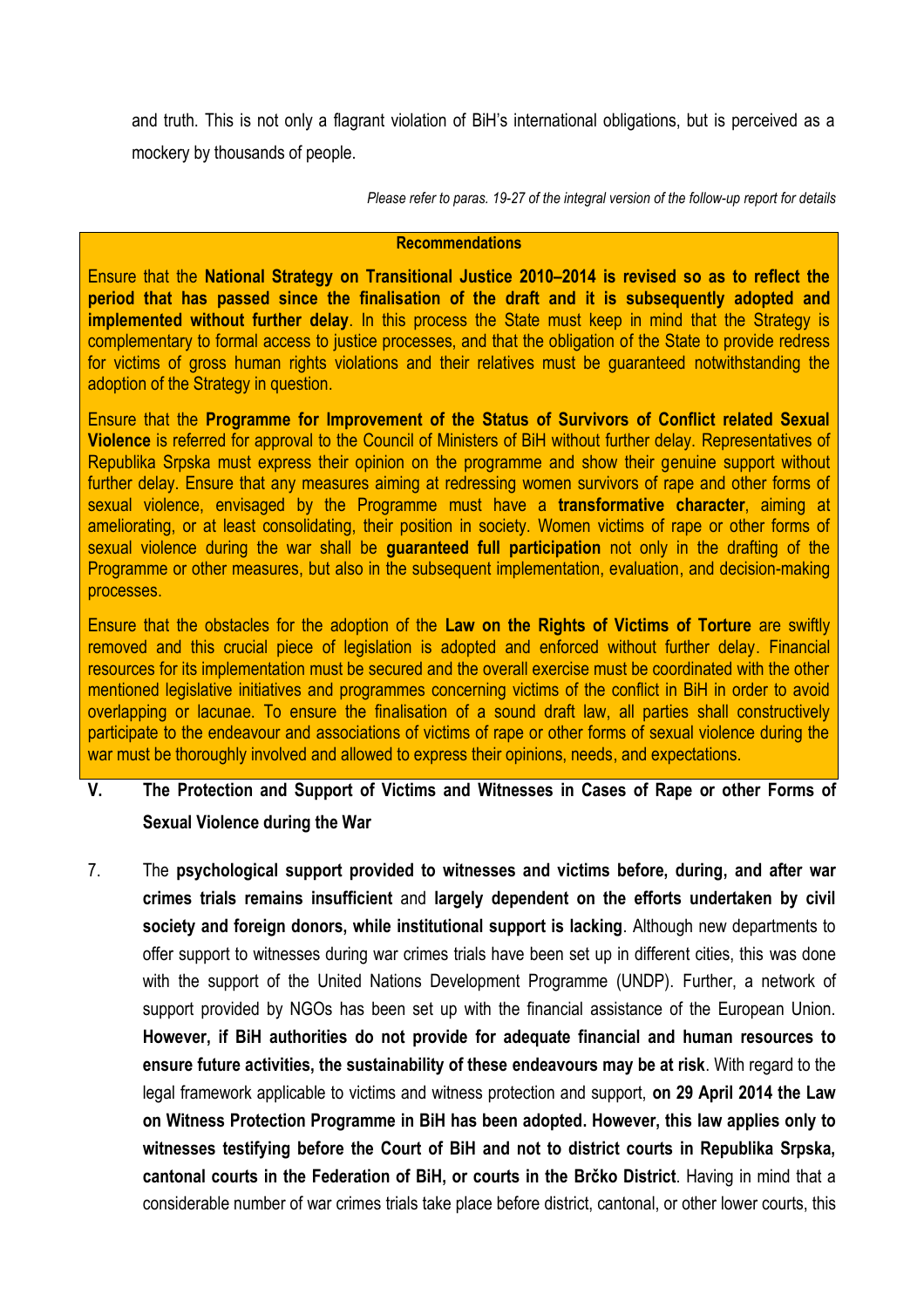and truth. This is not only a flagrant violation of BiH's international obligations, but is perceived as a mockery by thousands of people.

*Please refer to paras. 19-27 of the integral version of the follow-up report for details*

**Recommendations**

Ensure that the **National Strategy on Transitional Justice 2010–2014 is revised so as to reflect the period that has passed since the finalisation of the draft and it is subsequently adopted and implemented without further delay**. In this process the State must keep in mind that the Strategy is complementary to formal access to justice processes, and that the obligation of the State to provide redress for victims of gross human rights violations and their relatives must be guaranteed notwithstanding the adoption of the Strategy in question.

Ensure that the **Programme for Improvement of the Status of Survivors of Conflict related Sexual Violence** is referred for approval to the Council of Ministers of BiH without further delay. Representatives of Republika Srpska must express their opinion on the programme and show their genuine support without further delay. Ensure that any measures aiming at redressing women survivors of rape and other forms of sexual violence, envisaged by the Programme must have a **transformative character**, aiming at ameliorating, or at least consolidating, their position in society. Women victims of rape or other forms of sexual violence during the war shall be **guaranteed full participation** not only in the drafting of the Programme or other measures, but also in the subsequent implementation, evaluation, and decision-making processes.

Ensure that the obstacles for the adoption of the **Law on the Rights of Victims of Torture** are swiftly removed and this crucial piece of legislation is adopted and enforced without further delay. Financial resources for its implementation must be secured and the overall exercise must be coordinated with the other mentioned legislative initiatives and programmes concerning victims of the conflict in BiH in order to avoid overlapping or lacunae. To ensure the finalisation of a sound draft law, all parties shall constructively participate to the endeavour and associations of victims of rape or other forms of sexual violence during the war must be thoroughly involved and allowed to express their opinions, needs, and expectations.

## V. The Protection and Support of Victims and Witnesses in Cases of Rape or other Forms of Sexual Violence during the War

7. The **psychological support provided to witnesses and victims before, during, and after war crimes trials remains insufficient** and **largely dependent on the efforts undertaken by civil society and foreign donors, while institutional support is lacking**. Although new departments to offer support to witnesses during war crimes trials have been set up in different cities, this was done with the support of the United Nations Development Programme (UNDP). Further, a network of support provided by NGOs has been set up with the financial assistance of the European Union. **However, if BiH authorities do not provide for adequate financial and human resources to ensure future activities, the sustainability of these endeavours may be at risk**. With regard to the legal framework applicable to victims and witness protection and support, **on 29 April 2014 the Law on Witness Protection Programme in BiH has been adopted. However, this law applies only to witnesses testifying before the Court of BiH and not to district courts in Republika Srpska, cantonal courts in the Federation of BiH, or courts in the Brčko District**. Having in mind that a considerable number of war crimes trials take place before district, cantonal, or other lower courts, this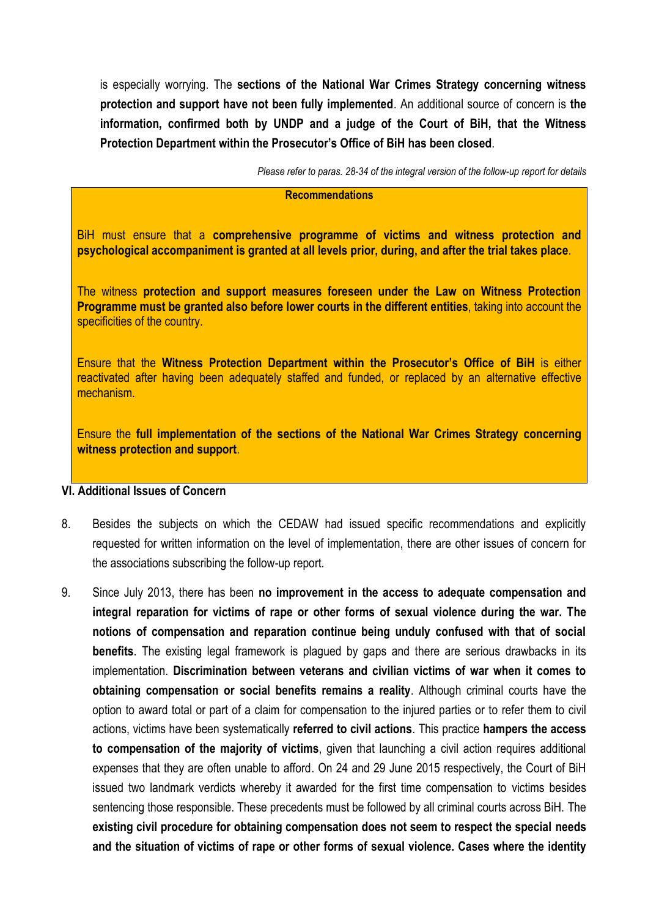is especially worrying. The **sections of the National War Crimes Strategy concerning witness protection and support have not been fully implemented**. An additional source of concern is **the information, confirmed both by UNDP and a judge of the Court of BiH, that the Witness Protection Department within the Prosecutor's Office of BiH has been closed**.

*Please refer to paras. 28-34 of the integral version of the follow-up report for details*

**Recommendations**

BiH must ensure that a **comprehensive programme of victims and witness protection and psychological accompaniment is granted at all levels prior, during, and after the trial takes place**.

The witness **protection and support measures foreseen under the Law on Witness Protection Programme must be granted also before lower courts in the different entities**, taking into account the specificities of the country.

Ensure that the **Witness Protection Department within the Prosecutor's Office of BiH** is either reactivated after having been adequately staffed and funded, or replaced by an alternative effective mechanism.

Ensure the **full implementation of the sections of the National War Crimes Strategy concerning witness protection and support**.

## VI. Additional Issues of Concern

8. Besides the subjects on which the CEDAW had issued specific recommendations and explicitly requested for written information on the level of implementation, there are other issues of concern for the associations subscribing the follow-up report.

9. Since July 2013, there has been **no improvement in the access to adequate compensation and integral reparation for victims of rape or other forms of sexual violence during the war. The notions of compensation and reparation continue being unduly confused with that of social benefits**. The existing legal framework is plagued by gaps and there are serious drawbacks in its implementation. **Discrimination between veterans and civilian victims of war when it comes to obtaining compensation or social benefits remains a reality**. Although criminal courts have the option to award total or part of a claim for compensation to the injured parties or to refer them to civil actions, victims have been systematically **referred to civil actions**. This practice **hampers the access to compensation of the majority of victims**, given that launching a civil action requires additional expenses that they are often unable to afford. On 24 and 29 June 2015 respectively, the Court of BiH issued two landmark verdicts whereby it awarded for the first time compensation to victims besides sentencing those responsible. These precedents must be followed by all criminal courts across BiH. The **existing civil procedure for obtaining compensation does not seem to respect the special needs and the situation of victims of rape or other forms of sexual violence. Cases where the identity**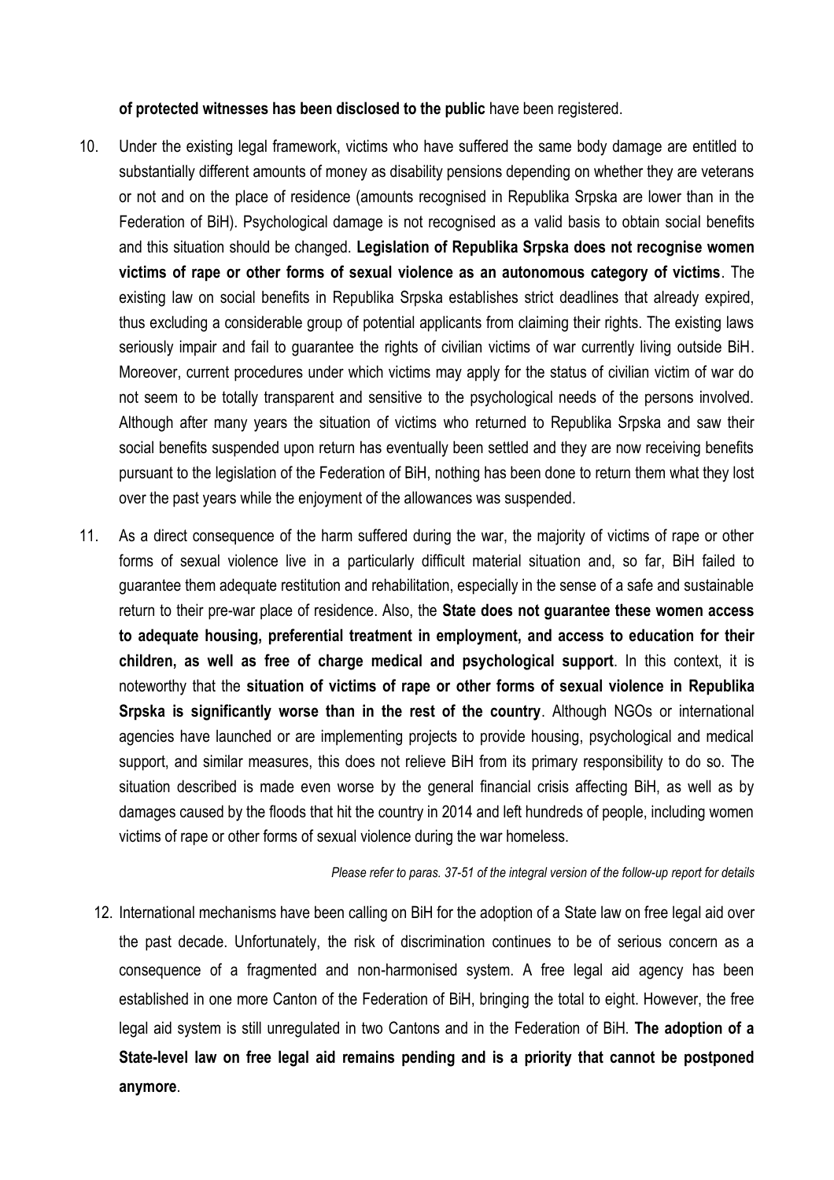**of protected witnesses has been disclosed to the public** have been registered.

10. Under the existing legal framework, victims who have suffered the same body damage are entitled to substantially different amounts of money as disability pensions depending on whether they are veterans or not and on the place of residence (amounts recognised in Republika Srpska are lower than in the Federation of BiH). Psychological damage is not recognised as a valid basis to obtain social benefits and this situation should be changed. **Legislation of Republika Srpska does not recognise women victims of rape or other forms of sexual violence as an autonomous category of victims**. The existing law on social benefits in Republika Srpska establishes strict deadlines that already expired, thus excluding a considerable group of potential applicants from claiming their rights. The existing laws seriously impair and fail to guarantee the rights of civilian victims of war currently living outside BiH. Moreover, current procedures under which victims may apply for the status of civilian victim of war do not seem to be totally transparent and sensitive to the psychological needs of the persons involved. Although after many years the situation of victims who returned to Republika Srpska and saw their social benefits suspended upon return has eventually been settled and they are now receiving benefits pursuant to the legislation of the Federation of BiH, nothing has been done to return them what they lost over the past years while the enjoyment of the allowances was suspended.

11. As a direct consequence of the harm suffered during the war, the majority of victims of rape or other forms of sexual violence live in a particularly difficult material situation and, so far, BiH failed to guarantee them adequate restitution and rehabilitation, especially in the sense of a safe and sustainable return to their pre-war place of residence. Also, the **State does not guarantee these women access to adequate housing, preferential treatment in employment, and access to education for their children, as well as free of charge medical and psychological support**. In this context, it is noteworthy that the **situation of victims of rape or other forms of sexual violence in Republika Srpska is significantly worse than in the rest of the country**. Although NGOs or international agencies have launched or are implementing projects to provide housing, psychological and medical support, and similar measures, this does not relieve BiH from its primary responsibility to do so. The situation described is made even worse by the general financial crisis affecting BiH, as well as by damages caused by the floods that hit the country in 2014 and left hundreds of people, including women victims of rape or other forms of sexual violence during the war homeless.

*Please refer to paras. 37-51 of the integral version of the follow-up report for details*

12. International mechanisms have been calling on BiH for the adoption of a State law on free legal aid over the past decade. Unfortunately, the risk of discrimination continues to be of serious concern as a consequence of a fragmented and non-harmonised system. A free legal aid agency has been established in one more Canton of the Federation of BiH, bringing the total to eight. However, the free legal aid system is still unregulated in two Cantons and in the Federation of BiH. **The adoption of a State-level law on free legal aid remains pending and is a priority that cannot be postponed anymore**.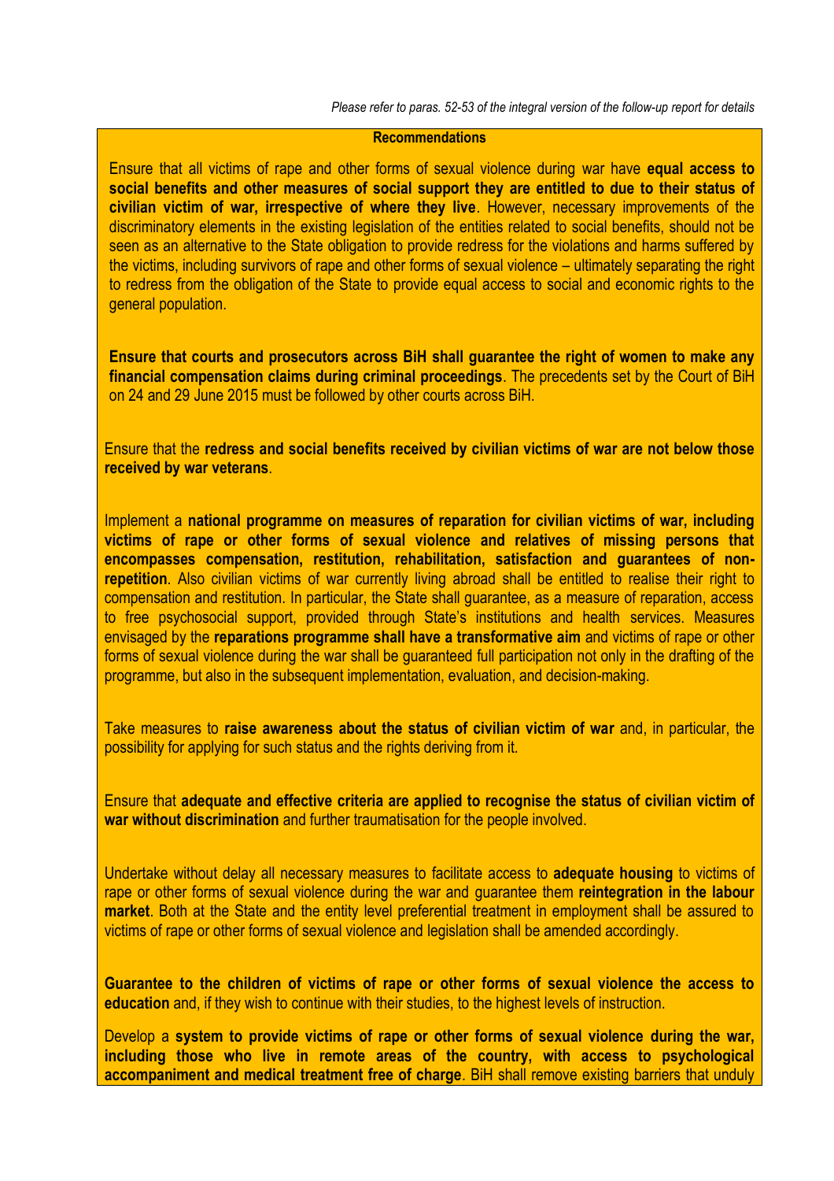*Please refer to paras. 52-53 of the integral version of the follow-up report for details*

**Recommendations**

Ensure that all victims of rape and other forms of sexual violence during war have **equal access to social benefits and other measures of social support they are entitled to due to their status of civilian victim of war, irrespective of where they live**. However, necessary improvements of the discriminatory elements in the existing legislation of the entities related to social benefits, should not be seen as an alternative to the State obligation to provide redress for the violations and harms suffered by the victims, including survivors of rape and other forms of sexual violence – ultimately separating the right to redress from the obligation of the State to provide equal access to social and economic rights to the general population.

**Ensure that courts and prosecutors across BiH shall guarantee the right of women to make any financial compensation claims during criminal proceedings**. The precedents set by the Court of BiH on 24 and 29 June 2015 must be followed by other courts across BiH.

Ensure that the **redress and social benefits received by civilian victims of war are not below those received by war veterans**.

Implement a **national programme on measures of reparation for civilian victims of war, including victims of rape or other forms of sexual violence and relatives of missing persons that encompasses compensation, restitution, rehabilitation, satisfaction and guarantees of non-repetition**. Also civilian victims of war currently living abroad shall be entitled to realise their right to compensation and restitution. In particular, the State shall guarantee, as a measure of reparation, access to free psychosocial support, provided through State's institutions and health services. Measures envisaged by the **reparations programme shall have a transformative aim** and victims of rape or other forms of sexual violence during the war shall be guaranteed full participation not only in the drafting of the programme, but also in the subsequent implementation, evaluation, and decision-making.

Take measures to **raise awareness about the status of civilian victim of war** and, in particular, the possibility for applying for such status and the rights deriving from it.

Ensure that **adequate and effective criteria are applied to recognise the status of civilian victim of war without discrimination** and further traumatisation for the people involved.

Undertake without delay all necessary measures to facilitate access to **adequate housing** to victims of rape or other forms of sexual violence during the war and guarantee them **reintegration in the labour market**. Both at the State and the entity level preferential treatment in employment shall be assured to victims of rape or other forms of sexual violence and legislation shall be amended accordingly.

**Guarantee to the children of victims of rape or other forms of sexual violence the access to education** and, if they wish to continue with their studies, to the highest levels of instruction.

Develop a **system to provide victims of rape or other forms of sexual violence during the war, including those who live in remote areas of the country, with access to psychological accompaniment and medical treatment free of charge**. BiH shall remove existing barriers that unduly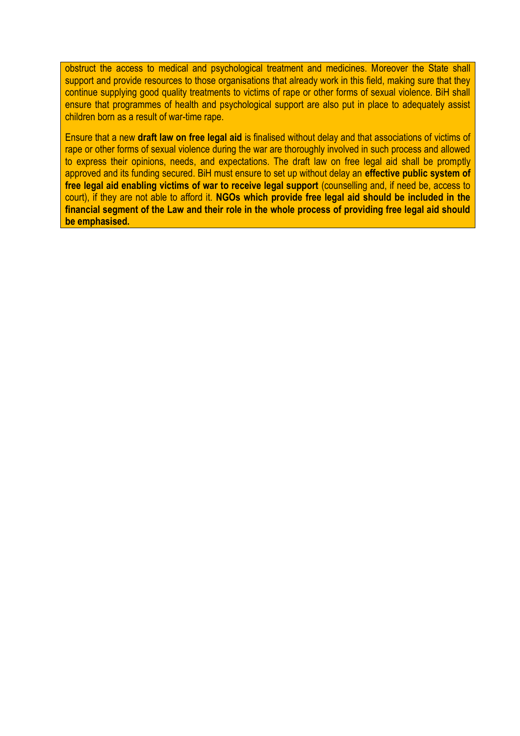obstruct the access to medical and psychological treatment and medicines. Moreover the State shall support and provide resources to those organisations that already work in this field, making sure that they continue supplying good quality treatments to victims of rape or other forms of sexual violence. BiH shall ensure that programmes of health and psychological support are also put in place to adequately assist children born as a result of war-time rape.

Ensure that a new **draft law on free legal aid** is finalised without delay and that associations of victims of rape or other forms of sexual violence during the war are thoroughly involved in such process and allowed to express their opinions, needs, and expectations. The draft law on free legal aid shall be promptly approved and its funding secured. BiH must ensure to set up without delay an **effective public system of free legal aid enabling victims of war to receive legal support** (counselling and, if need be, access to court), if they are not able to afford it. **NGOs which provide free legal aid should be included in the financial segment of the Law and their role in the whole process of providing free legal aid should be emphasised.**